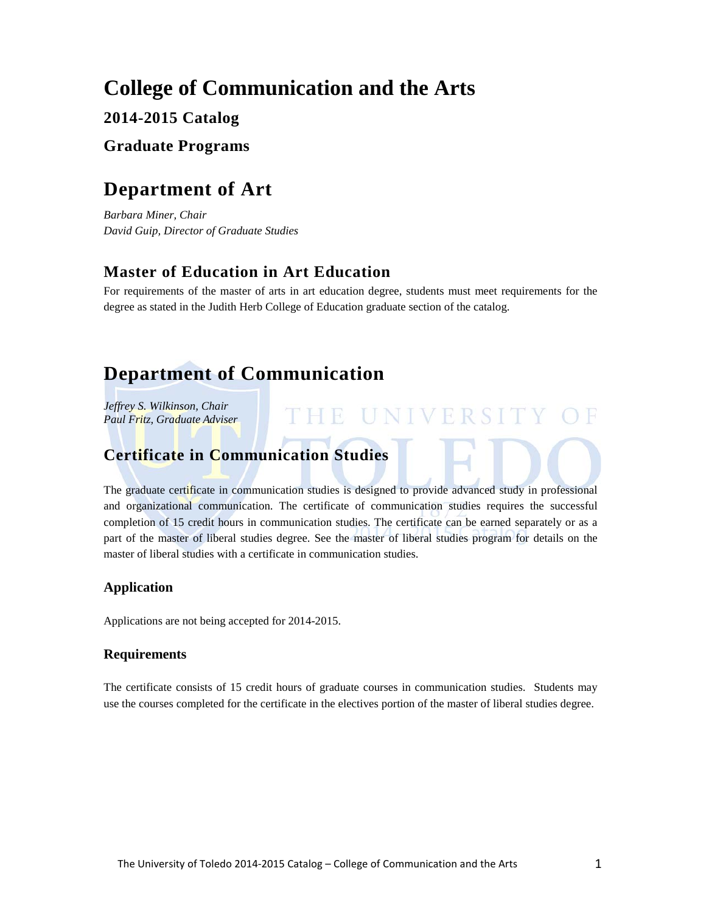# College of Communication and the Arts

### 2014-2015 Catalog

### Graduate Programs

## Department of Art

*Barbara Miner, Chair*
*David Guip, Director of Graduate Studies*

### Master of Education in Art Education

For requirements of the master of arts in art education degree, students must meet requirements for the degree as stated in the Judith Herb College of Education graduate section of the catalog.

## Department of Communication

*Jeffrey S. Wilkinson, Chair*
*Paul Fritz, Graduate Adviser*

### Certificate in Communication Studies

The graduate certificate in communication studies is designed to provide advanced study in professional and organizational communication. The certificate of communication studies requires the successful completion of 15 credit hours in communication studies. The certificate can be earned separately or as a part of the master of liberal studies degree. See the master of liberal studies program for details on the master of liberal studies with a certificate in communication studies.

#### Application

Applications are not being accepted for 2014-2015.

#### Requirements

The certificate consists of 15 credit hours of graduate courses in communication studies. Students may use the courses completed for the certificate in the electives portion of the master of liberal studies degree.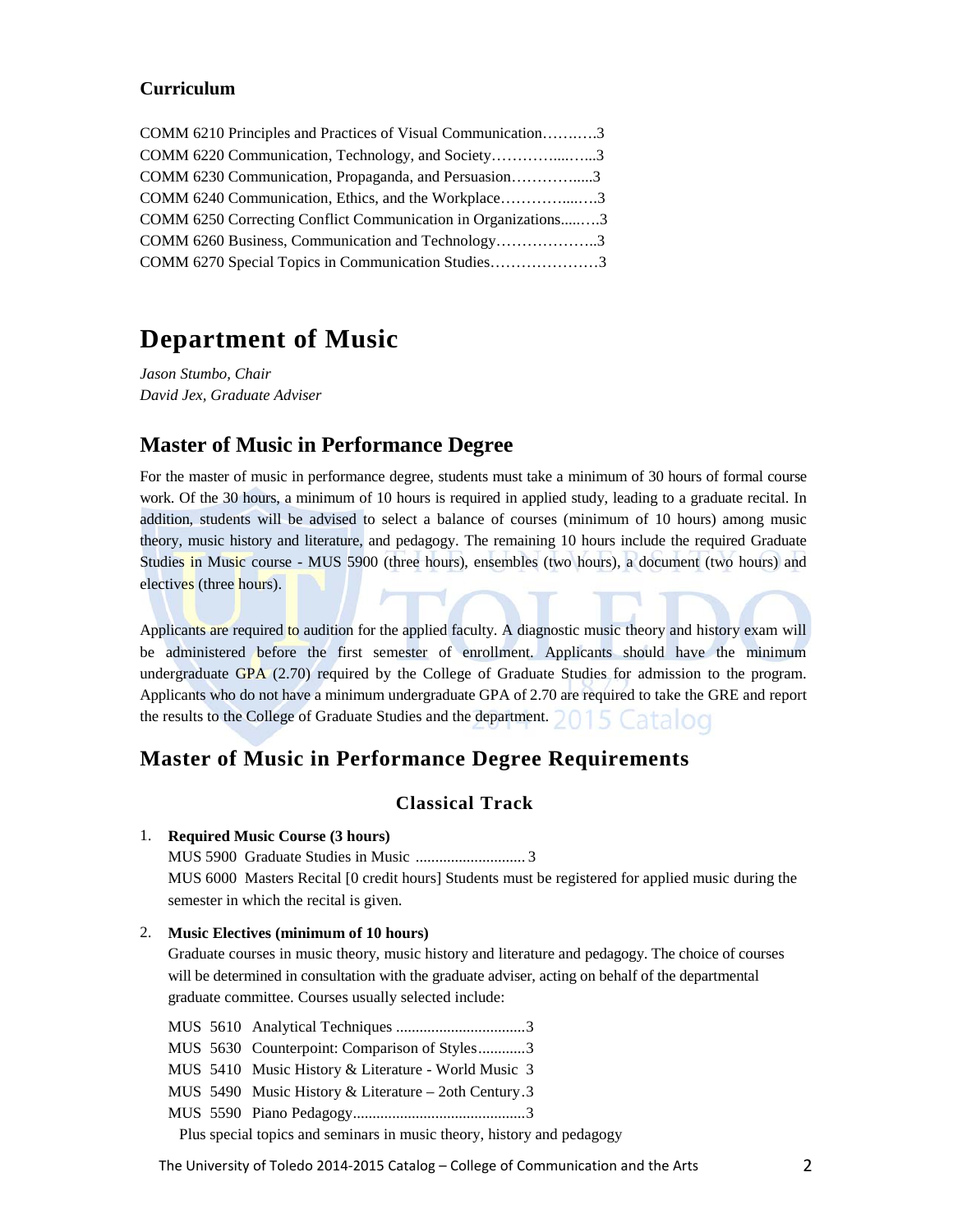### Curriculum

COMM 6210 Principles and Practices of Visual Communication……….3
COMM 6220 Communication, Technology, and Society…………...…...3
COMM 6230 Communication, Propaganda, and Persuasion…………....3
COMM 6240 Communication, Ethics, and the Workplace…………....….3
COMM 6250 Correcting Conflict Communication in Organizations.....….3
COMM 6260 Business, Communication and Technology………………..3
COMM 6270 Special Topics in Communication Studies…………………3

# Department of Music

*Jason Stumbo, Chair*
*David Jex, Graduate Adviser*

## Master of Music in Performance Degree

For the master of music in performance degree, students must take a minimum of 30 hours of formal course work. Of the 30 hours, a minimum of 10 hours is required in applied study, leading to a graduate recital. In addition, students will be advised to select a balance of courses (minimum of 10 hours) among music theory, music history and literature, and pedagogy. The remaining 10 hours include the required Graduate Studies in Music course - MUS 5900 (three hours), ensembles (two hours), a document (two hours) and electives (three hours).

Applicants are required to audition for the applied faculty. A diagnostic music theory and history exam will be administered before the first semester of enrollment. Applicants should have the minimum undergraduate GPA (2.70) required by the College of Graduate Studies for admission to the program. Applicants who do not have a minimum undergraduate GPA of 2.70 are required to take the GRE and report the results to the College of Graduate Studies and the department.

## Master of Music in Performance Degree Requirements

### Classical Track

1. **Required Music Course (3 hours)**
   MUS 5900 Graduate Studies in Music ............................ 3
   MUS 6000 Masters Recital [0 credit hours] Students must be registered for applied music during the semester in which the recital is given.

2. **Music Electives (minimum of 10 hours)**
   Graduate courses in music theory, music history and literature and pedagogy. The choice of courses will be determined in consultation with the graduate adviser, acting on behalf of the departmental graduate committee. Courses usually selected include:

   MUS 5610 Analytical Techniques .................................3
   MUS 5630 Counterpoint: Comparison of Styles............3
   MUS 5410 Music History & Literature - World Music 3
   MUS 5490 Music History & Literature – 2oth Century.3
   MUS 5590 Piano Pedagogy............................................3
   Plus special topics and seminars in music theory, history and pedagogy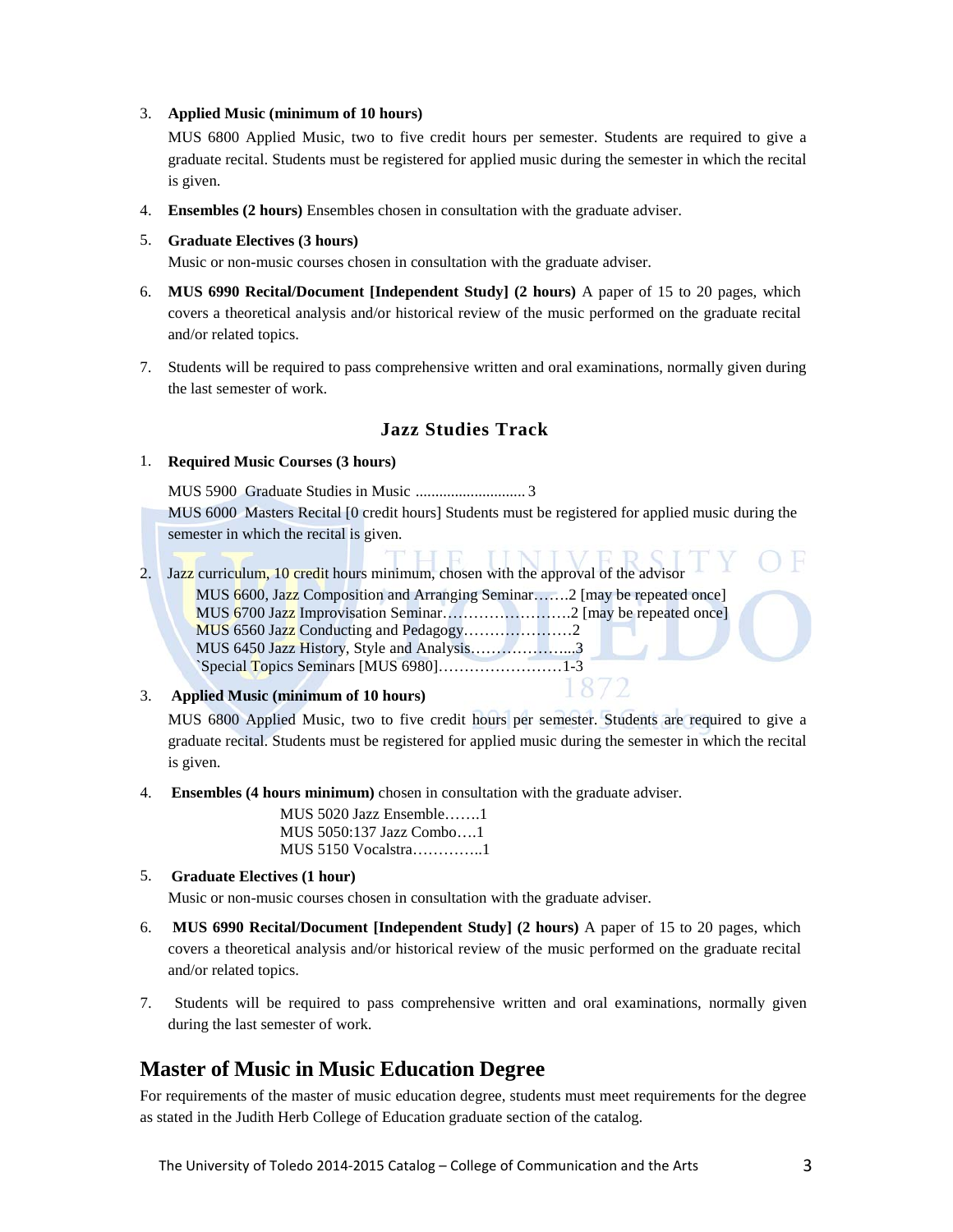3. **Applied Music (minimum of 10 hours)**

   MUS 6800 Applied Music, two to five credit hours per semester. Students are required to give a graduate recital. Students must be registered for applied music during the semester in which the recital is given.

4. **Ensembles (2 hours)** Ensembles chosen in consultation with the graduate adviser.

5. **Graduate Electives (3 hours)**

   Music or non-music courses chosen in consultation with the graduate adviser.

6. **MUS 6990 Recital/Document [Independent Study] (2 hours)** A paper of 15 to 20 pages, which covers a theoretical analysis and/or historical review of the music performed on the graduate recital and/or related topics.

7. Students will be required to pass comprehensive written and oral examinations, normally given during the last semester of work.

### Jazz Studies Track

1. **Required Music Courses (3 hours)**

   MUS 5900 Graduate Studies in Music ............................ 3

   MUS 6000 Masters Recital [0 credit hours] Students must be registered for applied music during the semester in which the recital is given.

2. Jazz curriculum, 10 credit hours minimum, chosen with the approval of the advisor

   MUS 6600, Jazz Composition and Arranging Seminar…….2 [may be repeated once]
   MUS 6700 Jazz Improvisation Seminar…………………….2 [may be repeated once]
   MUS 6560 Jazz Conducting and Pedagogy…………………2
   MUS 6450 Jazz History, Style and Analysis………………...3
   `Special Topics Seminars [MUS 6980]……………………1-3

3. **Applied Music (minimum of 10 hours)**

   MUS 6800 Applied Music, two to five credit hours per semester. Students are required to give a graduate recital. Students must be registered for applied music during the semester in which the recital is given.

4. **Ensembles (4 hours minimum)** chosen in consultation with the graduate adviser.

   MUS 5020 Jazz Ensemble…….1
   MUS 5050:137 Jazz Combo….1
   MUS 5150 Vocalstra…………..1

5. **Graduate Electives (1 hour)**

   Music or non-music courses chosen in consultation with the graduate adviser.

6. **MUS 6990 Recital/Document [Independent Study] (2 hours)** A paper of 15 to 20 pages, which covers a theoretical analysis and/or historical review of the music performed on the graduate recital and/or related topics.

7. Students will be required to pass comprehensive written and oral examinations, normally given during the last semester of work.

## Master of Music in Music Education Degree

For requirements of the master of music education degree, students must meet requirements for the degree as stated in the Judith Herb College of Education graduate section of the catalog.